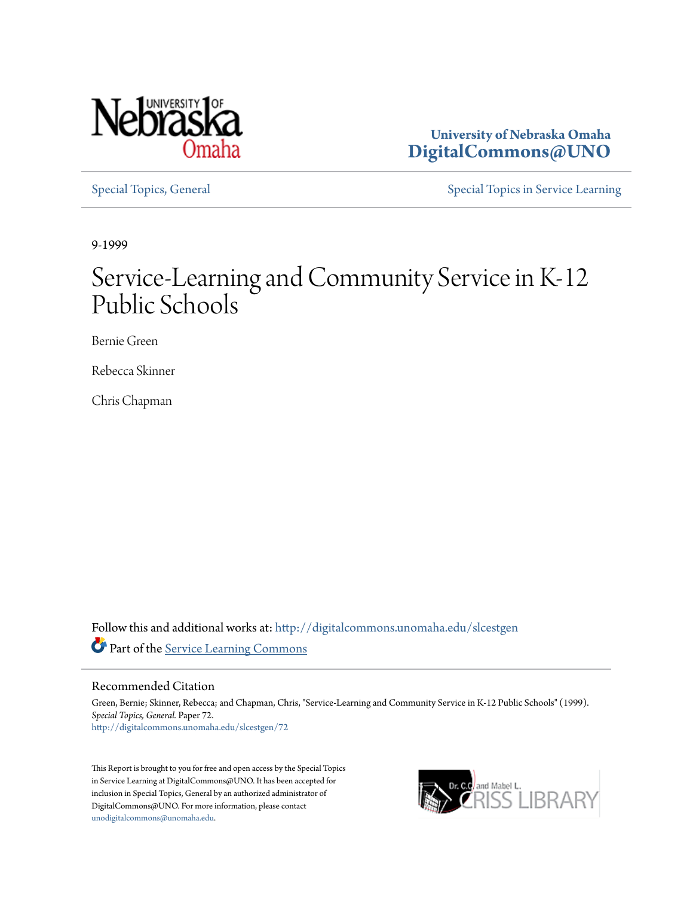University of Nebraska Omaha
**DigitalCommons@UNO**

Special Topics, General | Special Topics in Service Learning

9-1999

# Service-Learning and Community Service in K-12 Public Schools

Bernie Green

Rebecca Skinner

Chris Chapman

Follow this and additional works at: http://digitalcommons.unomaha.edu/slcestgen

Part of the Service Learning Commons

## Recommended Citation

Green, Bernie; Skinner, Rebecca; and Chapman, Chris, "Service-Learning and Community Service in K-12 Public Schools" (1999). *Special Topics, General.* Paper 72.
http://digitalcommons.unomaha.edu/slcestgen/72

This Report is brought to you for free and open access by the Special Topics in Service Learning at DigitalCommons@UNO. It has been accepted for inclusion in Special Topics, General by an authorized administrator of DigitalCommons@UNO. For more information, please contact unodigitalcommons@unomaha.edu.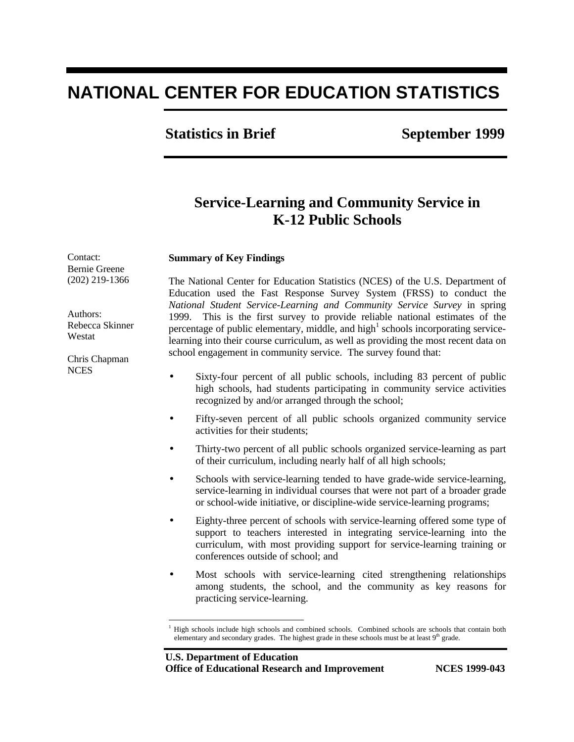# NATIONAL CENTER FOR EDUCATION STATISTICS

**Statistics in Brief** **September 1999**

## Service-Learning and Community Service in K-12 Public Schools

Contact:
Bernie Greene
(202) 219-1366

Authors:
Rebecca Skinner
Westat

Chris Chapman
NCES

**Summary of Key Findings**

The National Center for Education Statistics (NCES) of the U.S. Department of Education used the Fast Response Survey System (FRSS) to conduct the *National Student Service-Learning and Community Service Survey* in spring 1999. This is the first survey to provide reliable national estimates of the percentage of public elementary, middle, and high[1] schools incorporating service-learning into their course curriculum, as well as providing the most recent data on school engagement in community service. The survey found that:

- Sixty-four percent of all public schools, including 83 percent of public high schools, had students participating in community service activities recognized by and/or arranged through the school;
- Fifty-seven percent of all public schools organized community service activities for their students;
- Thirty-two percent of all public schools organized service-learning as part of their curriculum, including nearly half of all high schools;
- Schools with service-learning tended to have grade-wide service-learning, service-learning in individual courses that were not part of a broader grade or school-wide initiative, or discipline-wide service-learning programs;
- Eighty-three percent of schools with service-learning offered some type of support to teachers interested in integrating service-learning into the curriculum, with most providing support for service-learning training or conferences outside of school; and
- Most schools with service-learning cited strengthening relationships among students, the school, and the community as key reasons for practicing service-learning.

[1] High schools include high schools and combined schools. Combined schools are schools that contain both elementary and secondary grades. The highest grade in these schools must be at least 9th grade.

**U.S. Department of Education**
**Office of Educational Research and Improvement** **NCES 1999-043**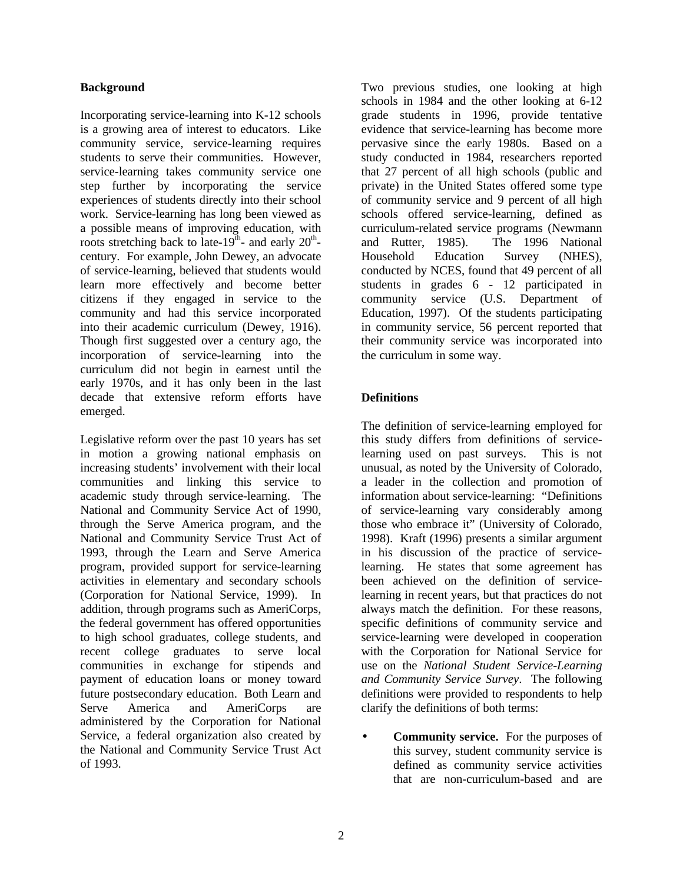## Background

Incorporating service-learning into K-12 schools is a growing area of interest to educators. Like community service, service-learning requires students to serve their communities. However, service-learning takes community service one step further by incorporating the service experiences of students directly into their school work. Service-learning has long been viewed as a possible means of improving education, with roots stretching back to late-19th- and early 20th-century. For example, John Dewey, an advocate of service-learning, believed that students would learn more effectively and become better citizens if they engaged in service to the community and had this service incorporated into their academic curriculum (Dewey, 1916). Though first suggested over a century ago, the incorporation of service-learning into the curriculum did not begin in earnest until the early 1970s, and it has only been in the last decade that extensive reform efforts have emerged.

Legislative reform over the past 10 years has set in motion a growing national emphasis on increasing students' involvement with their local communities and linking this service to academic study through service-learning. The National and Community Service Act of 1990, through the Serve America program, and the National and Community Service Trust Act of 1993, through the Learn and Serve America program, provided support for service-learning activities in elementary and secondary schools (Corporation for National Service, 1999). In addition, through programs such as AmeriCorps, the federal government has offered opportunities to high school graduates, college students, and recent college graduates to serve local communities in exchange for stipends and payment of education loans or money toward future postsecondary education. Both Learn and Serve America and AmeriCorps are administered by the Corporation for National Service, a federal organization also created by the National and Community Service Trust Act of 1993.

Two previous studies, one looking at high schools in 1984 and the other looking at 6-12 grade students in 1996, provide tentative evidence that service-learning has become more pervasive since the early 1980s. Based on a study conducted in 1984, researchers reported that 27 percent of all high schools (public and private) in the United States offered some type of community service and 9 percent of all high schools offered service-learning, defined as curriculum-related service programs (Newmann and Rutter, 1985). The 1996 National Household Education Survey (NHES), conducted by NCES, found that 49 percent of all students in grades 6 - 12 participated in community service (U.S. Department of Education, 1997). Of the students participating in community service, 56 percent reported that their community service was incorporated into the curriculum in some way.

## Definitions

The definition of service-learning employed for this study differs from definitions of service-learning used on past surveys. This is not unusual, as noted by the University of Colorado, a leader in the collection and promotion of information about service-learning: "Definitions of service-learning vary considerably among those who embrace it" (University of Colorado, 1998). Kraft (1996) presents a similar argument in his discussion of the practice of service-learning. He states that some agreement has been achieved on the definition of service-learning in recent years, but that practices do not always match the definition. For these reasons, specific definitions of community service and service-learning were developed in cooperation with the Corporation for National Service for use on the *National Student Service-Learning and Community Service Survey*. The following definitions were provided to respondents to help clarify the definitions of both terms:

- **Community service.** For the purposes of this survey, student community service is defined as community service activities that are non-curriculum-based and are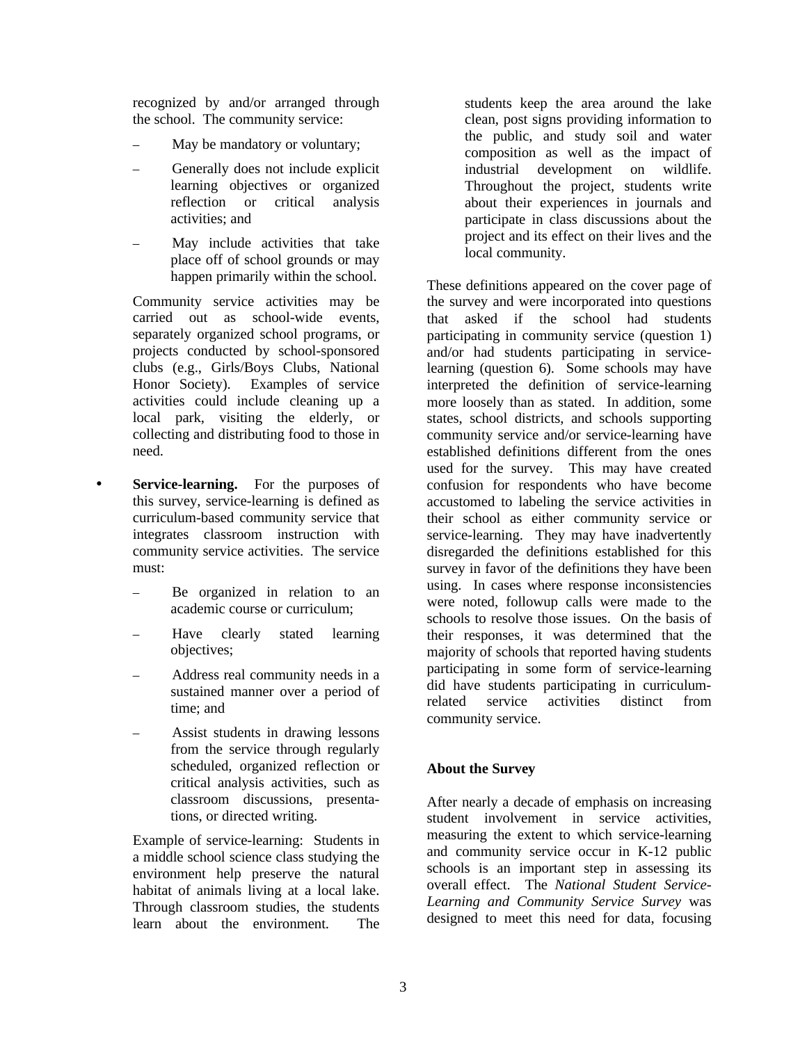recognized by and/or arranged through the school. The community service:

– May be mandatory or voluntary;

– Generally does not include explicit learning objectives or organized reflection or critical analysis activities; and

– May include activities that take place off of school grounds or may happen primarily within the school.

Community service activities may be carried out as school-wide events, separately organized school programs, or projects conducted by school-sponsored clubs (e.g., Girls/Boys Clubs, National Honor Society). Examples of service activities could include cleaning up a local park, visiting the elderly, or collecting and distributing food to those in need.

- **Service-learning.** For the purposes of this survey, service-learning is defined as curriculum-based community service that integrates classroom instruction with community service activities. The service must:

  – Be organized in relation to an academic course or curriculum;

  – Have clearly stated learning objectives;

  – Address real community needs in a sustained manner over a period of time; and

  – Assist students in drawing lessons from the service through regularly scheduled, organized reflection or critical analysis activities, such as classroom discussions, presentations, or directed writing.

  Example of service-learning: Students in a middle school science class studying the environment help preserve the natural habitat of animals living at a local lake. Through classroom studies, the students learn about the environment. The students keep the area around the lake clean, post signs providing information to the public, and study soil and water composition as well as the impact of industrial development on wildlife. Throughout the project, students write about their experiences in journals and participate in class discussions about the project and its effect on their lives and the local community.

These definitions appeared on the cover page of the survey and were incorporated into questions that asked if the school had students participating in community service (question 1) and/or had students participating in service-learning (question 6). Some schools may have interpreted the definition of service-learning more loosely than as stated. In addition, some states, school districts, and schools supporting community service and/or service-learning have established definitions different from the ones used for the survey. This may have created confusion for respondents who have become accustomed to labeling the service activities in their school as either community service or service-learning. They may have inadvertently disregarded the definitions established for this survey in favor of the definitions they have been using. In cases where response inconsistencies were noted, followup calls were made to the schools to resolve those issues. On the basis of their responses, it was determined that the majority of schools that reported having students participating in some form of service-learning did have students participating in curriculum-related service activities distinct from community service.

### About the Survey

After nearly a decade of emphasis on increasing student involvement in service activities, measuring the extent to which service-learning and community service occur in K-12 public schools is an important step in assessing its overall effect. The *National Student Service-Learning and Community Service Survey* was designed to meet this need for data, focusing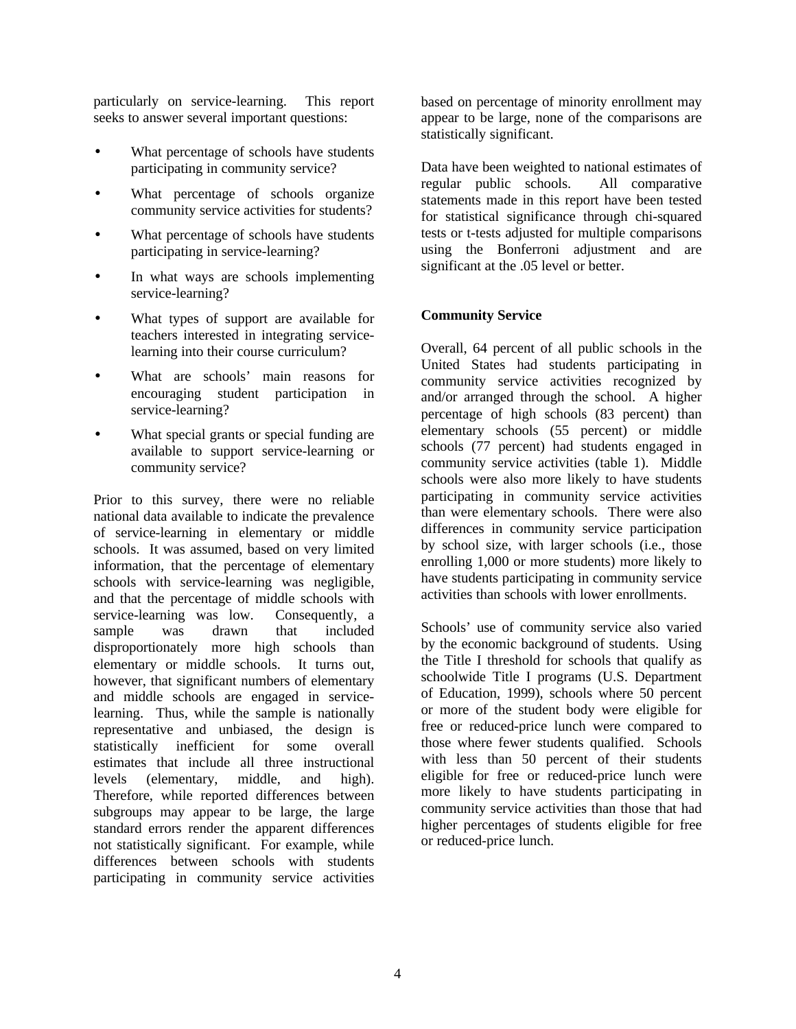particularly on service-learning. This report seeks to answer several important questions:

- What percentage of schools have students participating in community service?
- What percentage of schools organize community service activities for students?
- What percentage of schools have students participating in service-learning?
- In what ways are schools implementing service-learning?
- What types of support are available for teachers interested in integrating service-learning into their course curriculum?
- What are schools' main reasons for encouraging student participation in service-learning?
- What special grants or special funding are available to support service-learning or community service?

Prior to this survey, there were no reliable national data available to indicate the prevalence of service-learning in elementary or middle schools. It was assumed, based on very limited information, that the percentage of elementary schools with service-learning was negligible, and that the percentage of middle schools with service-learning was low. Consequently, a sample was drawn that included disproportionately more high schools than elementary or middle schools. It turns out, however, that significant numbers of elementary and middle schools are engaged in service-learning. Thus, while the sample is nationally representative and unbiased, the design is statistically inefficient for some overall estimates that include all three instructional levels (elementary, middle, and high). Therefore, while reported differences between subgroups may appear to be large, the large standard errors render the apparent differences not statistically significant. For example, while differences between schools with students participating in community service activities based on percentage of minority enrollment may appear to be large, none of the comparisons are statistically significant.

Data have been weighted to national estimates of regular public schools. All comparative statements made in this report have been tested for statistical significance through chi-squared tests or t-tests adjusted for multiple comparisons using the Bonferroni adjustment and are significant at the .05 level or better.

**Community Service**

Overall, 64 percent of all public schools in the United States had students participating in community service activities recognized by and/or arranged through the school. A higher percentage of high schools (83 percent) than elementary schools (55 percent) or middle schools (77 percent) had students engaged in community service activities (table 1). Middle schools were also more likely to have students participating in community service activities than were elementary schools. There were also differences in community service participation by school size, with larger schools (i.e., those enrolling 1,000 or more students) more likely to have students participating in community service activities than schools with lower enrollments.

Schools' use of community service also varied by the economic background of students. Using the Title I threshold for schools that qualify as schoolwide Title I programs (U.S. Department of Education, 1999), schools where 50 percent or more of the student body were eligible for free or reduced-price lunch were compared to those where fewer students qualified. Schools with less than 50 percent of their students eligible for free or reduced-price lunch were more likely to have students participating in community service activities than those that had higher percentages of students eligible for free or reduced-price lunch.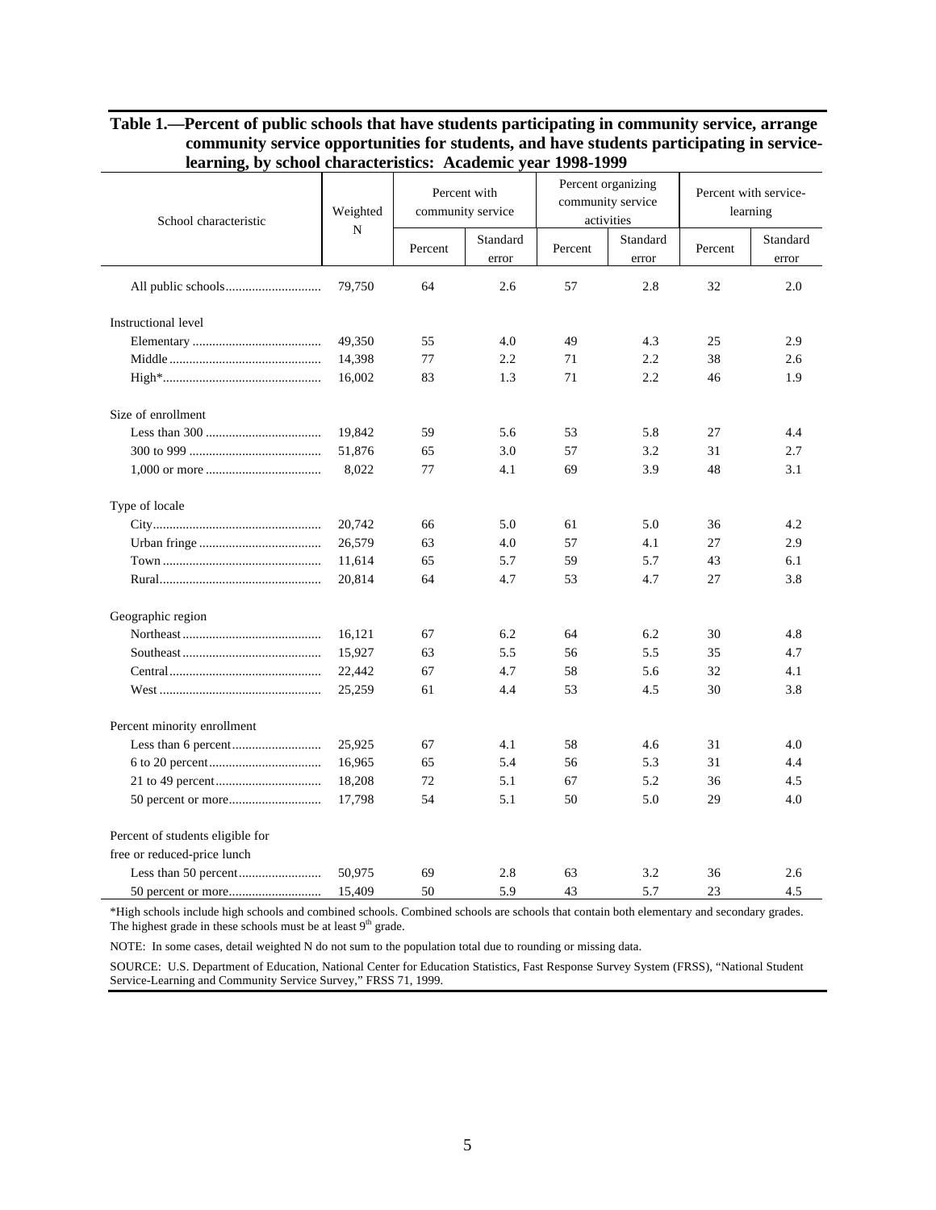**Table 1.—Percent of public schools that have students participating in community service, arrange community service opportunities for students, and have students participating in service-learning, by school characteristics: Academic year 1998-1999**

| School characteristic | Weighted N | Percent with community service | | Percent organizing community service activities | | Percent with service-learning | |
|---|---|---|---|---|---|---|---|
| | | Percent | Standard error | Percent | Standard error | Percent | Standard error |
| All public schools | 79,750 | 64 | 2.6 | 57 | 2.8 | 32 | 2.0 |
| **Instructional level** | | | | | | | |
| Elementary | 49,350 | 55 | 4.0 | 49 | 4.3 | 25 | 2.9 |
| Middle | 14,398 | 77 | 2.2 | 71 | 2.2 | 38 | 2.6 |
| High* | 16,002 | 83 | 1.3 | 71 | 2.2 | 46 | 1.9 |
| **Size of enrollment** | | | | | | | |
| Less than 300 | 19,842 | 59 | 5.6 | 53 | 5.8 | 27 | 4.4 |
| 300 to 999 | 51,876 | 65 | 3.0 | 57 | 3.2 | 31 | 2.7 |
| 1,000 or more | 8,022 | 77 | 4.1 | 69 | 3.9 | 48 | 3.1 |
| **Type of locale** | | | | | | | |
| City | 20,742 | 66 | 5.0 | 61 | 5.0 | 36 | 4.2 |
| Urban fringe | 26,579 | 63 | 4.0 | 57 | 4.1 | 27 | 2.9 |
| Town | 11,614 | 65 | 5.7 | 59 | 5.7 | 43 | 6.1 |
| Rural | 20,814 | 64 | 4.7 | 53 | 4.7 | 27 | 3.8 |
| **Geographic region** | | | | | | | |
| Northeast | 16,121 | 67 | 6.2 | 64 | 6.2 | 30 | 4.8 |
| Southeast | 15,927 | 63 | 5.5 | 56 | 5.5 | 35 | 4.7 |
| Central | 22,442 | 67 | 4.7 | 58 | 5.6 | 32 | 4.1 |
| West | 25,259 | 61 | 4.4 | 53 | 4.5 | 30 | 3.8 |
| **Percent minority enrollment** | | | | | | | |
| Less than 6 percent | 25,925 | 67 | 4.1 | 58 | 4.6 | 31 | 4.0 |
| 6 to 20 percent | 16,965 | 65 | 5.4 | 56 | 5.3 | 31 | 4.4 |
| 21 to 49 percent | 18,208 | 72 | 5.1 | 67 | 5.2 | 36 | 4.5 |
| 50 percent or more | 17,798 | 54 | 5.1 | 50 | 5.0 | 29 | 4.0 |
| **Percent of students eligible for free or reduced-price lunch** | | | | | | | |
| Less than 50 percent | 50,975 | 69 | 2.8 | 63 | 3.2 | 36 | 2.6 |
| 50 percent or more | 15,409 | 50 | 5.9 | 43 | 5.7 | 23 | 4.5 |

*High schools include high schools and combined schools. Combined schools are schools that contain both elementary and secondary grades. The highest grade in these schools must be at least 9th grade.

NOTE: In some cases, detail weighted N do not sum to the population total due to rounding or missing data.

SOURCE: U.S. Department of Education, National Center for Education Statistics, Fast Response Survey System (FRSS), "National Student Service-Learning and Community Service Survey," FRSS 71, 1999.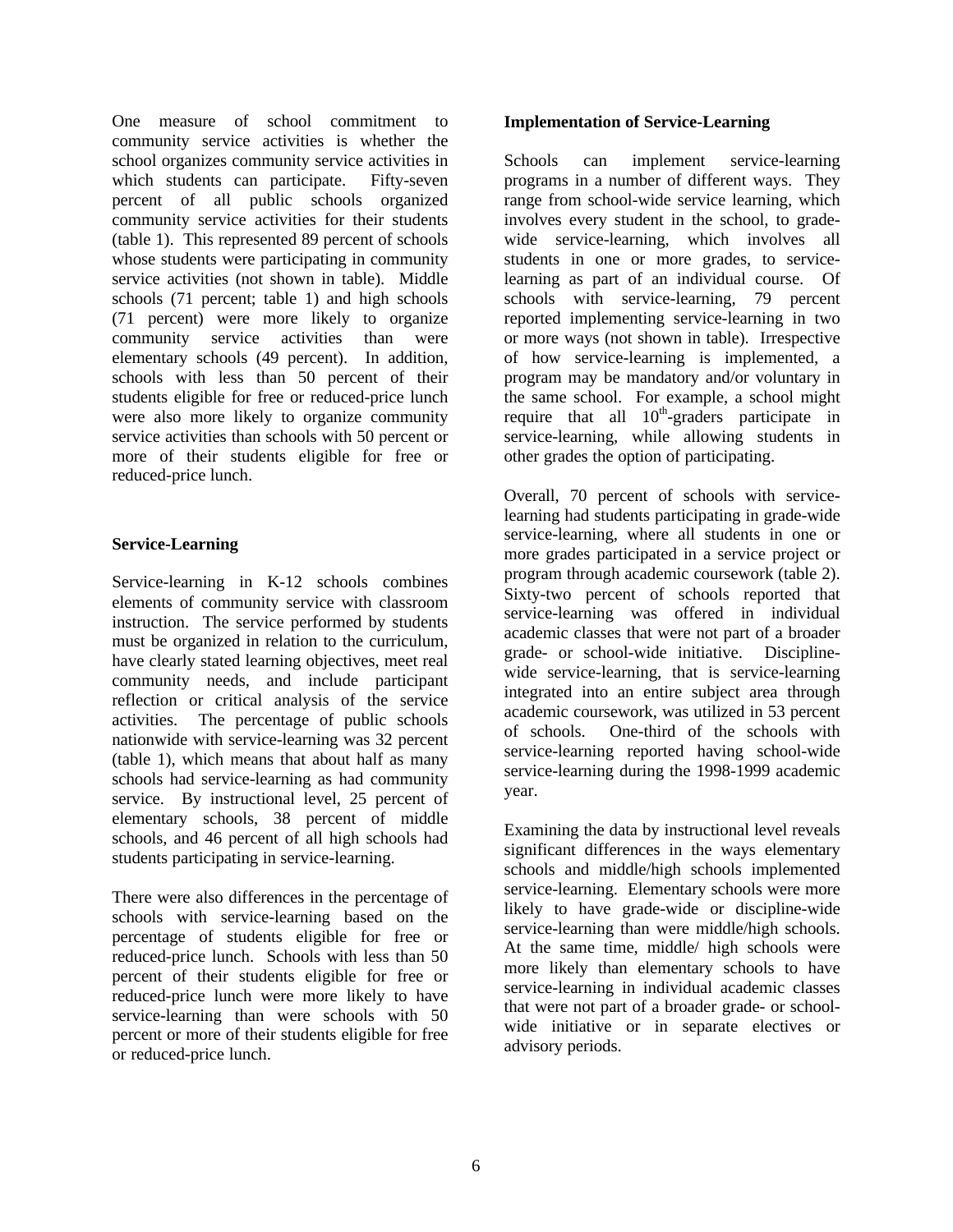One measure of school commitment to community service activities is whether the school organizes community service activities in which students can participate. Fifty-seven percent of all public schools organized community service activities for their students (table 1). This represented 89 percent of schools whose students were participating in community service activities (not shown in table). Middle schools (71 percent; table 1) and high schools (71 percent) were more likely to organize community service activities than were elementary schools (49 percent). In addition, schools with less than 50 percent of their students eligible for free or reduced-price lunch were also more likely to organize community service activities than schools with 50 percent or more of their students eligible for free or reduced-price lunch.

**Service-Learning**

Service-learning in K-12 schools combines elements of community service with classroom instruction. The service performed by students must be organized in relation to the curriculum, have clearly stated learning objectives, meet real community needs, and include participant reflection or critical analysis of the service activities. The percentage of public schools nationwide with service-learning was 32 percent (table 1), which means that about half as many schools had service-learning as had community service. By instructional level, 25 percent of elementary schools, 38 percent of middle schools, and 46 percent of all high schools had students participating in service-learning.

There were also differences in the percentage of schools with service-learning based on the percentage of students eligible for free or reduced-price lunch. Schools with less than 50 percent of their students eligible for free or reduced-price lunch were more likely to have service-learning than were schools with 50 percent or more of their students eligible for free or reduced-price lunch.

**Implementation of Service-Learning**

Schools can implement service-learning programs in a number of different ways. They range from school-wide service learning, which involves every student in the school, to grade-wide service-learning, which involves all students in one or more grades, to service-learning as part of an individual course. Of schools with service-learning, 79 percent reported implementing service-learning in two or more ways (not shown in table). Irrespective of how service-learning is implemented, a program may be mandatory and/or voluntary in the same school. For example, a school might require that all 10th-graders participate in service-learning, while allowing students in other grades the option of participating.

Overall, 70 percent of schools with service-learning had students participating in grade-wide service-learning, where all students in one or more grades participated in a service project or program through academic coursework (table 2). Sixty-two percent of schools reported that service-learning was offered in individual academic classes that were not part of a broader grade- or school-wide initiative. Discipline-wide service-learning, that is service-learning integrated into an entire subject area through academic coursework, was utilized in 53 percent of schools. One-third of the schools with service-learning reported having school-wide service-learning during the 1998-1999 academic year.

Examining the data by instructional level reveals significant differences in the ways elementary schools and middle/high schools implemented service-learning. Elementary schools were more likely to have grade-wide or discipline-wide service-learning than were middle/high schools. At the same time, middle/ high schools were more likely than elementary schools to have service-learning in individual academic classes that were not part of a broader grade- or school-wide initiative or in separate electives or advisory periods.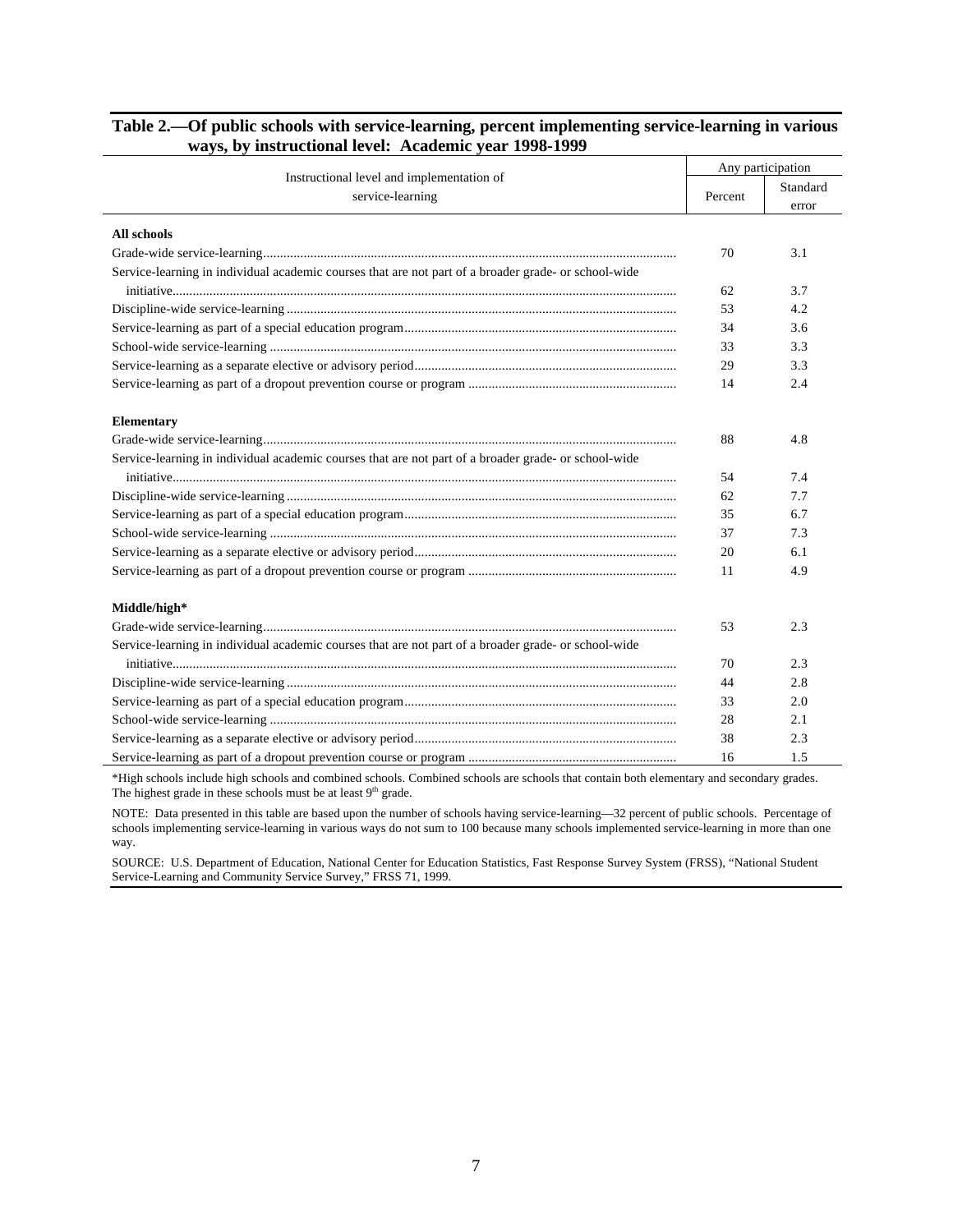**Table 2.—Of public schools with service-learning, percent implementing service-learning in various ways, by instructional level: Academic year 1998-1999**

| Instructional level and implementation of service-learning | Any participation | |
|---|---|---|
| | Percent | Standard error |
| **All schools** | | |
| Grade-wide service-learning | 70 | 3.1 |
| Service-learning in individual academic courses that are not part of a broader grade- or school-wide initiative | 62 | 3.7 |
| Discipline-wide service-learning | 53 | 4.2 |
| Service-learning as part of a special education program | 34 | 3.6 |
| School-wide service-learning | 33 | 3.3 |
| Service-learning as a separate elective or advisory period | 29 | 3.3 |
| Service-learning as part of a dropout prevention course or program | 14 | 2.4 |
| **Elementary** | | |
| Grade-wide service-learning | 88 | 4.8 |
| Service-learning in individual academic courses that are not part of a broader grade- or school-wide initiative | 54 | 7.4 |
| Discipline-wide service-learning | 62 | 7.7 |
| Service-learning as part of a special education program | 35 | 6.7 |
| School-wide service-learning | 37 | 7.3 |
| Service-learning as a separate elective or advisory period | 20 | 6.1 |
| Service-learning as part of a dropout prevention course or program | 11 | 4.9 |
| **Middle/high*** | | |
| Grade-wide service-learning | 53 | 2.3 |
| Service-learning in individual academic courses that are not part of a broader grade- or school-wide initiative | 70 | 2.3 |
| Discipline-wide service-learning | 44 | 2.8 |
| Service-learning as part of a special education program | 33 | 2.0 |
| School-wide service-learning | 28 | 2.1 |
| Service-learning as a separate elective or advisory period | 38 | 2.3 |
| Service-learning as part of a dropout prevention course or program | 16 | 1.5 |

*High schools include high schools and combined schools. Combined schools are schools that contain both elementary and secondary grades. The highest grade in these schools must be at least 9th grade.

NOTE: Data presented in this table are based upon the number of schools having service-learning—32 percent of public schools. Percentage of schools implementing service-learning in various ways do not sum to 100 because many schools implemented service-learning in more than one way.

SOURCE: U.S. Department of Education, National Center for Education Statistics, Fast Response Survey System (FRSS), "National Student Service-Learning and Community Service Survey," FRSS 71, 1999.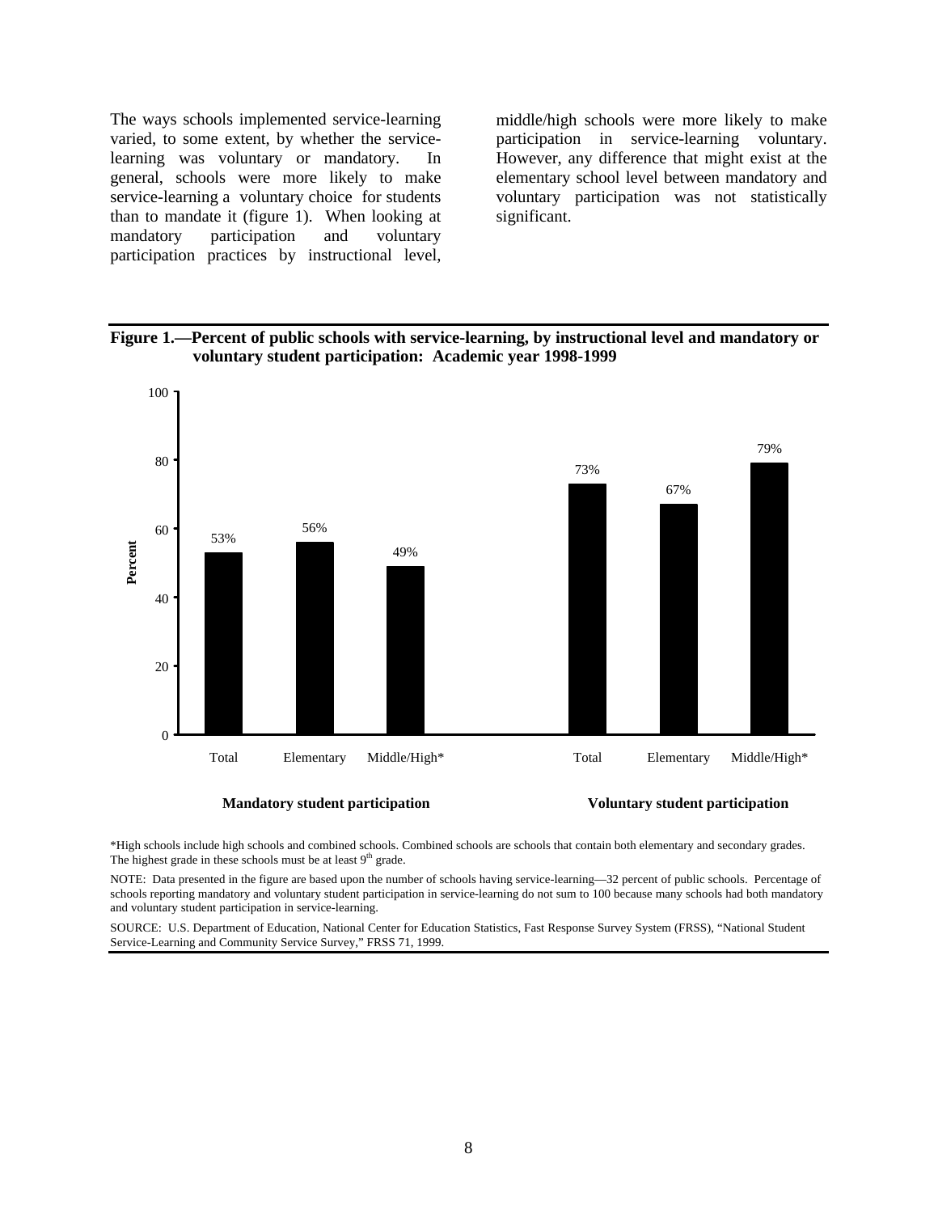The ways schools implemented service-learning varied, to some extent, by whether the service-learning was voluntary or mandatory. In general, schools were more likely to make service-learning a voluntary choice for students than to mandate it (figure 1). When looking at mandatory participation and voluntary participation practices by instructional level, middle/high schools were more likely to make participation in service-learning voluntary. However, any difference that might exist at the elementary school level between mandatory and voluntary participation was not statistically significant.

**Figure 1.—Percent of public schools with service-learning, by instructional level and mandatory or voluntary student participation: Academic year 1998-1999**

Percent

100
80
60
40
20
0

53%
56%
49%
73%
67%
79%

Total
Elementary
Middle/High*
Total
Elementary
Middle/High*

**Mandatory student participation**

**Voluntary student participation**

*High schools include high schools and combined schools. Combined schools are schools that contain both elementary and secondary grades. The highest grade in these schools must be at least 9th grade.

NOTE: Data presented in the figure are based upon the number of schools having service-learning—32 percent of public schools. Percentage of schools reporting mandatory and voluntary student participation in service-learning do not sum to 100 because many schools had both mandatory and voluntary student participation in service-learning.

SOURCE: U.S. Department of Education, National Center for Education Statistics, Fast Response Survey System (FRSS), "National Student Service-Learning and Community Service Survey," FRSS 71, 1999.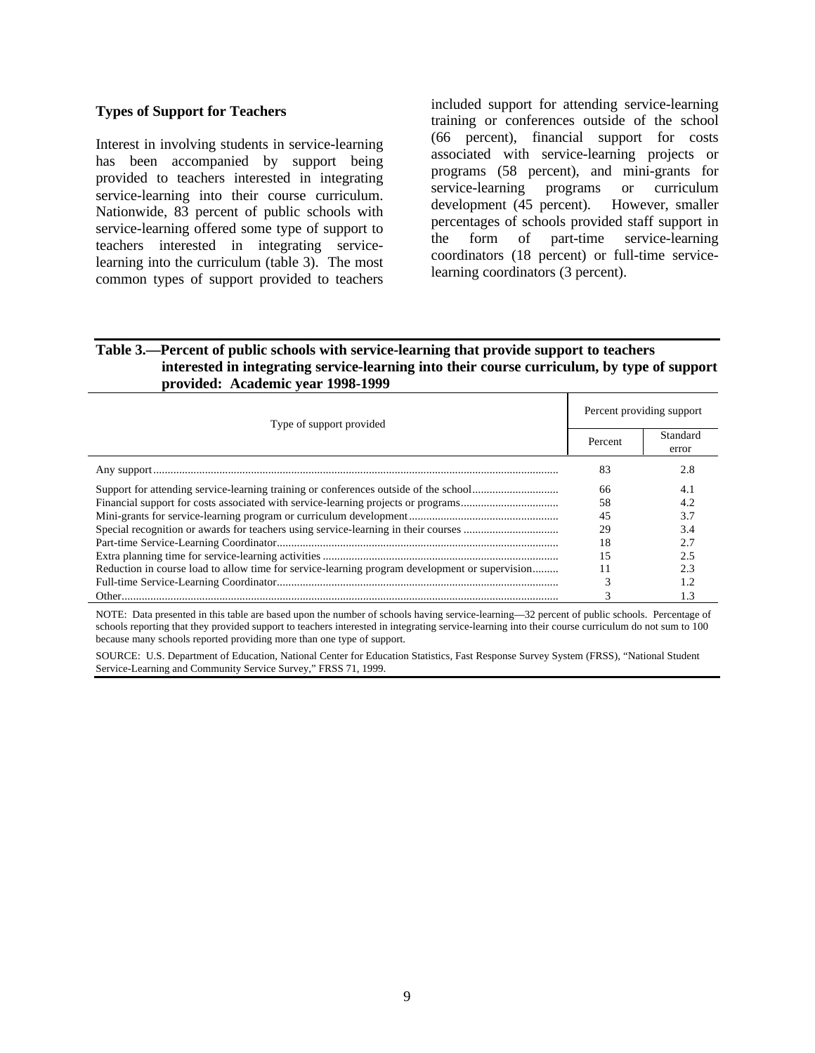### Types of Support for Teachers

Interest in involving students in service-learning has been accompanied by support being provided to teachers interested in integrating service-learning into their course curriculum. Nationwide, 83 percent of public schools with service-learning offered some type of support to teachers interested in integrating service-learning into the curriculum (table 3). The most common types of support provided to teachers included support for attending service-learning training or conferences outside of the school (66 percent), financial support for costs associated with service-learning projects or programs (58 percent), and mini-grants for service-learning programs or curriculum development (45 percent). However, smaller percentages of schools provided staff support in the form of part-time service-learning coordinators (18 percent) or full-time service-learning coordinators (3 percent).

**Table 3.—Percent of public schools with service-learning that provide support to teachers interested in integrating service-learning into their course curriculum, by type of support provided: Academic year 1998-1999**

| Type of support provided | Percent providing support | |
|---|---|---|
| | Percent | Standard error |
| Any support | 83 | 2.8 |
| Support for attending service-learning training or conferences outside of the school | 66 | 4.1 |
| Financial support for costs associated with service-learning projects or programs | 58 | 4.2 |
| Mini-grants for service-learning program or curriculum development | 45 | 3.7 |
| Special recognition or awards for teachers using service-learning in their courses | 29 | 3.4 |
| Part-time Service-Learning Coordinator | 18 | 2.7 |
| Extra planning time for service-learning activities | 15 | 2.5 |
| Reduction in course load to allow time for service-learning program development or supervision | 11 | 2.3 |
| Full-time Service-Learning Coordinator | 3 | 1.2 |
| Other | 3 | 1.3 |

NOTE: Data presented in this table are based upon the number of schools having service-learning—32 percent of public schools. Percentage of schools reporting that they provided support to teachers interested in integrating service-learning into their course curriculum do not sum to 100 because many schools reported providing more than one type of support.

SOURCE: U.S. Department of Education, National Center for Education Statistics, Fast Response Survey System (FRSS), "National Student Service-Learning and Community Service Survey," FRSS 71, 1999.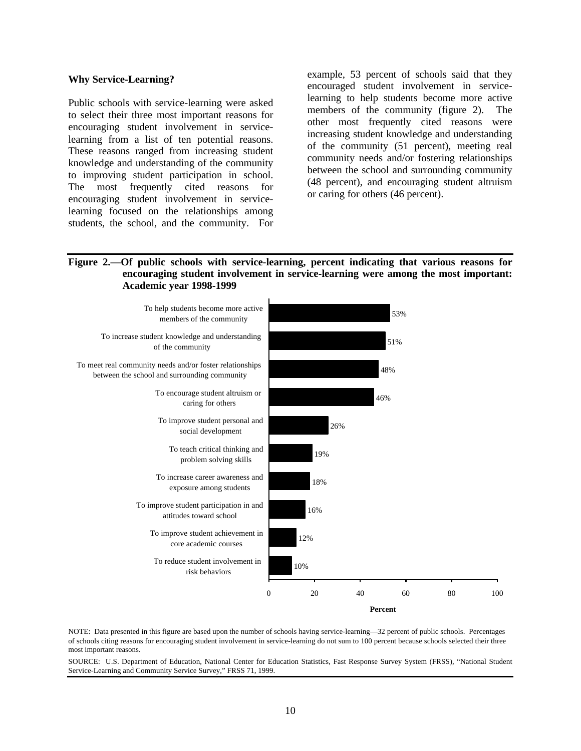**Why Service-Learning?**

Public schools with service-learning were asked to select their three most important reasons for encouraging student involvement in service-learning from a list of ten potential reasons. These reasons ranged from increasing student knowledge and understanding of the community to improving student participation in school. The most frequently cited reasons for encouraging student involvement in service-learning focused on the relationships among students, the school, and the community. For example, 53 percent of schools said that they encouraged student involvement in service-learning to help students become more active members of the community (figure 2). The other most frequently cited reasons were increasing student knowledge and understanding of the community (51 percent), meeting real community needs and/or fostering relationships between the school and surrounding community (48 percent), and encouraging student altruism or caring for others (46 percent).

**Figure 2.—Of public schools with service-learning, percent indicating that various reasons for encouraging student involvement in service-learning were among the most important: Academic year 1998-1999**

To help students become more active members of the community 53%
To increase student knowledge and understanding of the community 51%
To meet real community needs and/or foster relationships between the school and surrounding community 48%
To encourage student altruism or caring for others 46%
To improve student personal and social development 26%
To teach critical thinking and problem solving skills 19%
To increase career awareness and exposure among students 18%
To improve student participation in and attitudes toward school 16%
To improve student achievement in core academic courses 12%
To reduce student involvement in risk behaviors 10%

0 20 40 60 80 100
Percent

NOTE: Data presented in this figure are based upon the number of schools having service-learning—32 percent of public schools. Percentages of schools citing reasons for encouraging student involvement in service-learning do not sum to 100 percent because schools selected their three most important reasons.

SOURCE: U.S. Department of Education, National Center for Education Statistics, Fast Response Survey System (FRSS), "National Student Service-Learning and Community Service Survey," FRSS 71, 1999.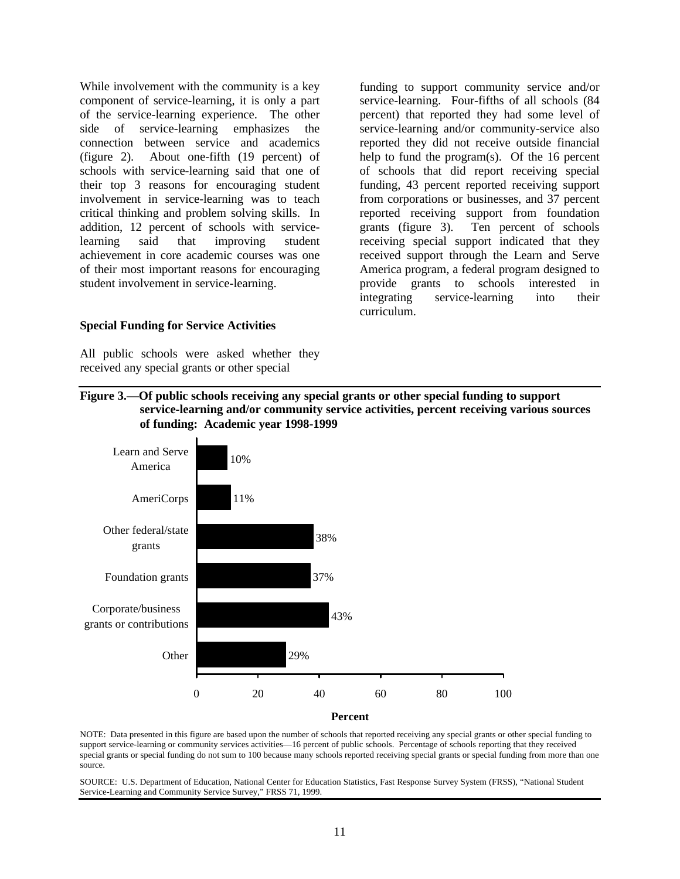While involvement with the community is a key component of service-learning, it is only a part of the service-learning experience. The other side of service-learning emphasizes the connection between service and academics (figure 2). About one-fifth (19 percent) of schools with service-learning said that one of their top 3 reasons for encouraging student involvement in service-learning was to teach critical thinking and problem solving skills. In addition, 12 percent of schools with service-learning said that improving student achievement in core academic courses was one of their most important reasons for encouraging student involvement in service-learning.

### Special Funding for Service Activities

All public schools were asked whether they received any special grants or other special funding to support community service and/or service-learning. Four-fifths of all schools (84 percent) that reported they had some level of service-learning and/or community-service also reported they did not receive outside financial help to fund the program(s). Of the 16 percent of schools that did report receiving special funding, 43 percent reported receiving support from corporations or businesses, and 37 percent reported receiving support from foundation grants (figure 3). Ten percent of schools receiving special support indicated that they received support through the Learn and Serve America program, a federal program designed to provide grants to schools interested in integrating service-learning into their curriculum.

**Figure 3.—Of public schools receiving any special grants or other special funding to support service-learning and/or community service activities, percent receiving various sources of funding: Academic year 1998-1999**

Learn and Serve America
10%

AmeriCorps
11%

Other federal/state grants
38%

Foundation grants
37%

Corporate/business grants or contributions
43%

Other
29%

0
20
40
60
80
100

Percent

NOTE: Data presented in this figure are based upon the number of schools that reported receiving any special grants or other special funding to support service-learning or community services activities—16 percent of public schools. Percentage of schools reporting that they received special grants or special funding do not sum to 100 because many schools reported receiving special grants or special funding from more than one source.

SOURCE: U.S. Department of Education, National Center for Education Statistics, Fast Response Survey System (FRSS), "National Student Service-Learning and Community Service Survey," FRSS 71, 1999.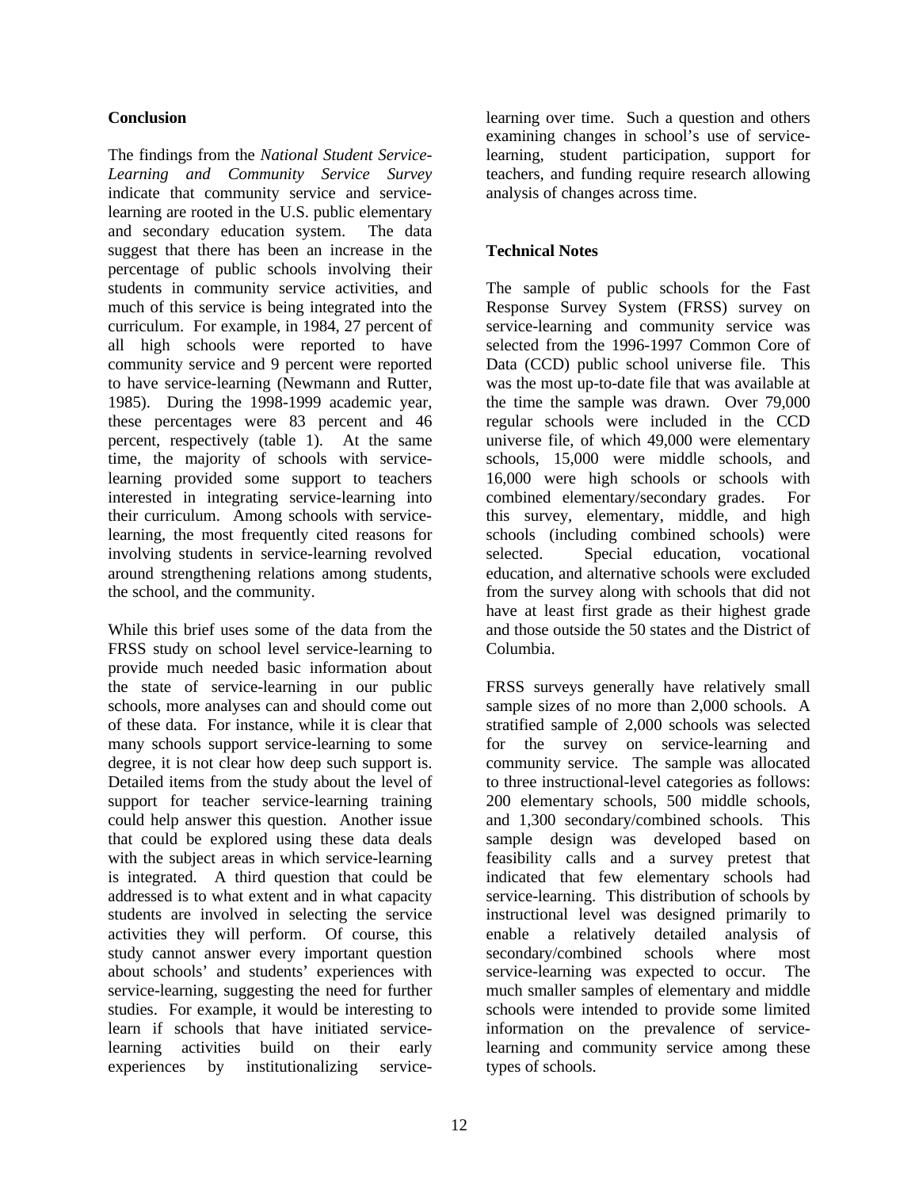## Conclusion

The findings from the *National Student Service-Learning and Community Service Survey* indicate that community service and service-learning are rooted in the U.S. public elementary and secondary education system. The data suggest that there has been an increase in the percentage of public schools involving their students in community service activities, and much of this service is being integrated into the curriculum. For example, in 1984, 27 percent of all high schools were reported to have community service and 9 percent were reported to have service-learning (Newmann and Rutter, 1985). During the 1998-1999 academic year, these percentages were 83 percent and 46 percent, respectively (table 1). At the same time, the majority of schools with service-learning provided some support to teachers interested in integrating service-learning into their curriculum. Among schools with service-learning, the most frequently cited reasons for involving students in service-learning revolved around strengthening relations among students, the school, and the community.

While this brief uses some of the data from the FRSS study on school level service-learning to provide much needed basic information about the state of service-learning in our public schools, more analyses can and should come out of these data. For instance, while it is clear that many schools support service-learning to some degree, it is not clear how deep such support is. Detailed items from the study about the level of support for teacher service-learning training could help answer this question. Another issue that could be explored using these data deals with the subject areas in which service-learning is integrated. A third question that could be addressed is to what extent and in what capacity students are involved in selecting the service activities they will perform. Of course, this study cannot answer every important question about schools' and students' experiences with service-learning, suggesting the need for further studies. For example, it would be interesting to learn if schools that have initiated service-learning activities build on their early experiences by institutionalizing service-learning over time. Such a question and others examining changes in school's use of service-learning, student participation, support for teachers, and funding require research allowing analysis of changes across time.

## Technical Notes

The sample of public schools for the Fast Response Survey System (FRSS) survey on service-learning and community service was selected from the 1996-1997 Common Core of Data (CCD) public school universe file. This was the most up-to-date file that was available at the time the sample was drawn. Over 79,000 regular schools were included in the CCD universe file, of which 49,000 were elementary schools, 15,000 were middle schools, and 16,000 were high schools or schools with combined elementary/secondary grades. For this survey, elementary, middle, and high schools (including combined schools) were selected. Special education, vocational education, and alternative schools were excluded from the survey along with schools that did not have at least first grade as their highest grade and those outside the 50 states and the District of Columbia.

FRSS surveys generally have relatively small sample sizes of no more than 2,000 schools. A stratified sample of 2,000 schools was selected for the survey on service-learning and community service. The sample was allocated to three instructional-level categories as follows: 200 elementary schools, 500 middle schools, and 1,300 secondary/combined schools. This sample design was developed based on feasibility calls and a survey pretest that indicated that few elementary schools had service-learning. This distribution of schools by instructional level was designed primarily to enable a relatively detailed analysis of secondary/combined schools where most service-learning was expected to occur. The much smaller samples of elementary and middle schools were intended to provide some limited information on the prevalence of service-learning and community service among these types of schools.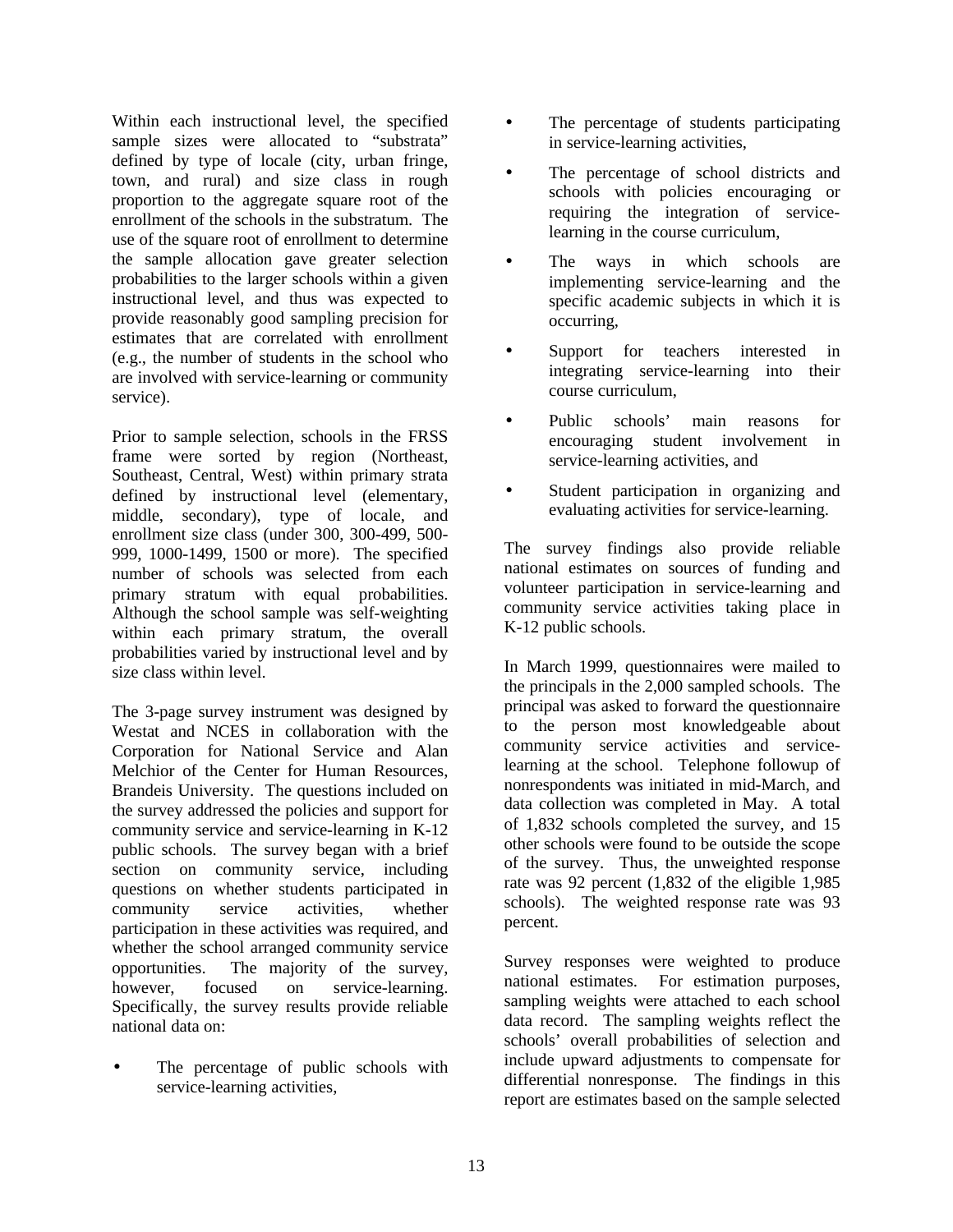Within each instructional level, the specified sample sizes were allocated to "substrata" defined by type of locale (city, urban fringe, town, and rural) and size class in rough proportion to the aggregate square root of the enrollment of the schools in the substratum. The use of the square root of enrollment to determine the sample allocation gave greater selection probabilities to the larger schools within a given instructional level, and thus was expected to provide reasonably good sampling precision for estimates that are correlated with enrollment (e.g., the number of students in the school who are involved with service-learning or community service).

Prior to sample selection, schools in the FRSS frame were sorted by region (Northeast, Southeast, Central, West) within primary strata defined by instructional level (elementary, middle, secondary), type of locale, and enrollment size class (under 300, 300-499, 500-999, 1000-1499, 1500 or more). The specified number of schools was selected from each primary stratum with equal probabilities. Although the school sample was self-weighting within each primary stratum, the overall probabilities varied by instructional level and by size class within level.

The 3-page survey instrument was designed by Westat and NCES in collaboration with the Corporation for National Service and Alan Melchior of the Center for Human Resources, Brandeis University. The questions included on the survey addressed the policies and support for community service and service-learning in K-12 public schools. The survey began with a brief section on community service, including questions on whether students participated in community service activities, whether participation in these activities was required, and whether the school arranged community service opportunities. The majority of the survey, however, focused on service-learning. Specifically, the survey results provide reliable national data on:

- The percentage of public schools with service-learning activities,
- The percentage of students participating in service-learning activities,
- The percentage of school districts and schools with policies encouraging or requiring the integration of service-learning in the course curriculum,
- The ways in which schools are implementing service-learning and the specific academic subjects in which it is occurring,
- Support for teachers interested in integrating service-learning into their course curriculum,
- Public schools' main reasons for encouraging student involvement in service-learning activities, and
- Student participation in organizing and evaluating activities for service-learning.

The survey findings also provide reliable national estimates on sources of funding and volunteer participation in service-learning and community service activities taking place in K-12 public schools.

In March 1999, questionnaires were mailed to the principals in the 2,000 sampled schools. The principal was asked to forward the questionnaire to the person most knowledgeable about community service activities and service-learning at the school. Telephone followup of nonrespondents was initiated in mid-March, and data collection was completed in May. A total of 1,832 schools completed the survey, and 15 other schools were found to be outside the scope of the survey. Thus, the unweighted response rate was 92 percent (1,832 of the eligible 1,985 schools). The weighted response rate was 93 percent.

Survey responses were weighted to produce national estimates. For estimation purposes, sampling weights were attached to each school data record. The sampling weights reflect the schools' overall probabilities of selection and include upward adjustments to compensate for differential nonresponse. The findings in this report are estimates based on the sample selected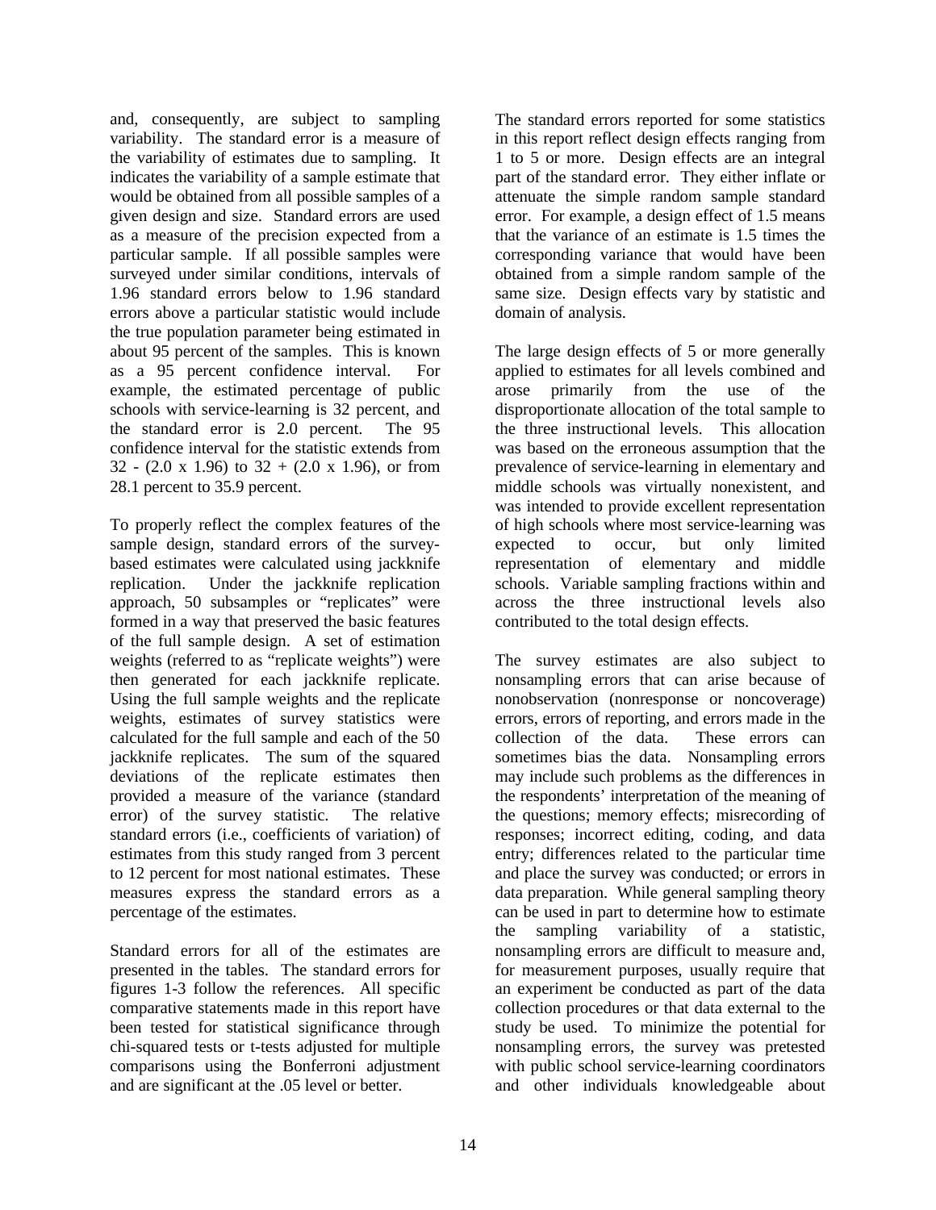and, consequently, are subject to sampling variability. The standard error is a measure of the variability of estimates due to sampling. It indicates the variability of a sample estimate that would be obtained from all possible samples of a given design and size. Standard errors are used as a measure of the precision expected from a particular sample. If all possible samples were surveyed under similar conditions, intervals of 1.96 standard errors below to 1.96 standard errors above a particular statistic would include the true population parameter being estimated in about 95 percent of the samples. This is known as a 95 percent confidence interval. For example, the estimated percentage of public schools with service-learning is 32 percent, and the standard error is 2.0 percent. The 95 confidence interval for the statistic extends from 32 - (2.0 x 1.96) to 32 + (2.0 x 1.96), or from 28.1 percent to 35.9 percent.

To properly reflect the complex features of the sample design, standard errors of the survey-based estimates were calculated using jackknife replication. Under the jackknife replication approach, 50 subsamples or "replicates" were formed in a way that preserved the basic features of the full sample design. A set of estimation weights (referred to as "replicate weights") were then generated for each jackknife replicate. Using the full sample weights and the replicate weights, estimates of survey statistics were calculated for the full sample and each of the 50 jackknife replicates. The sum of the squared deviations of the replicate estimates then provided a measure of the variance (standard error) of the survey statistic. The relative standard errors (i.e., coefficients of variation) of estimates from this study ranged from 3 percent to 12 percent for most national estimates. These measures express the standard errors as a percentage of the estimates.

Standard errors for all of the estimates are presented in the tables. The standard errors for figures 1-3 follow the references. All specific comparative statements made in this report have been tested for statistical significance through chi-squared tests or t-tests adjusted for multiple comparisons using the Bonferroni adjustment and are significant at the .05 level or better.

The standard errors reported for some statistics in this report reflect design effects ranging from 1 to 5 or more. Design effects are an integral part of the standard error. They either inflate or attenuate the simple random sample standard error. For example, a design effect of 1.5 means that the variance of an estimate is 1.5 times the corresponding variance that would have been obtained from a simple random sample of the same size. Design effects vary by statistic and domain of analysis.

The large design effects of 5 or more generally applied to estimates for all levels combined and arose primarily from the use of the disproportionate allocation of the total sample to the three instructional levels. This allocation was based on the erroneous assumption that the prevalence of service-learning in elementary and middle schools was virtually nonexistent, and was intended to provide excellent representation of high schools where most service-learning was expected to occur, but only limited representation of elementary and middle schools. Variable sampling fractions within and across the three instructional levels also contributed to the total design effects.

The survey estimates are also subject to nonsampling errors that can arise because of nonobservation (nonresponse or noncoverage) errors, errors of reporting, and errors made in the collection of the data. These errors can sometimes bias the data. Nonsampling errors may include such problems as the differences in the respondents' interpretation of the meaning of the questions; memory effects; misrecording of responses; incorrect editing, coding, and data entry; differences related to the particular time and place the survey was conducted; or errors in data preparation. While general sampling theory can be used in part to determine how to estimate the sampling variability of a statistic, nonsampling errors are difficult to measure and, for measurement purposes, usually require that an experiment be conducted as part of the data collection procedures or that data external to the study be used. To minimize the potential for nonsampling errors, the survey was pretested with public school service-learning coordinators and other individuals knowledgeable about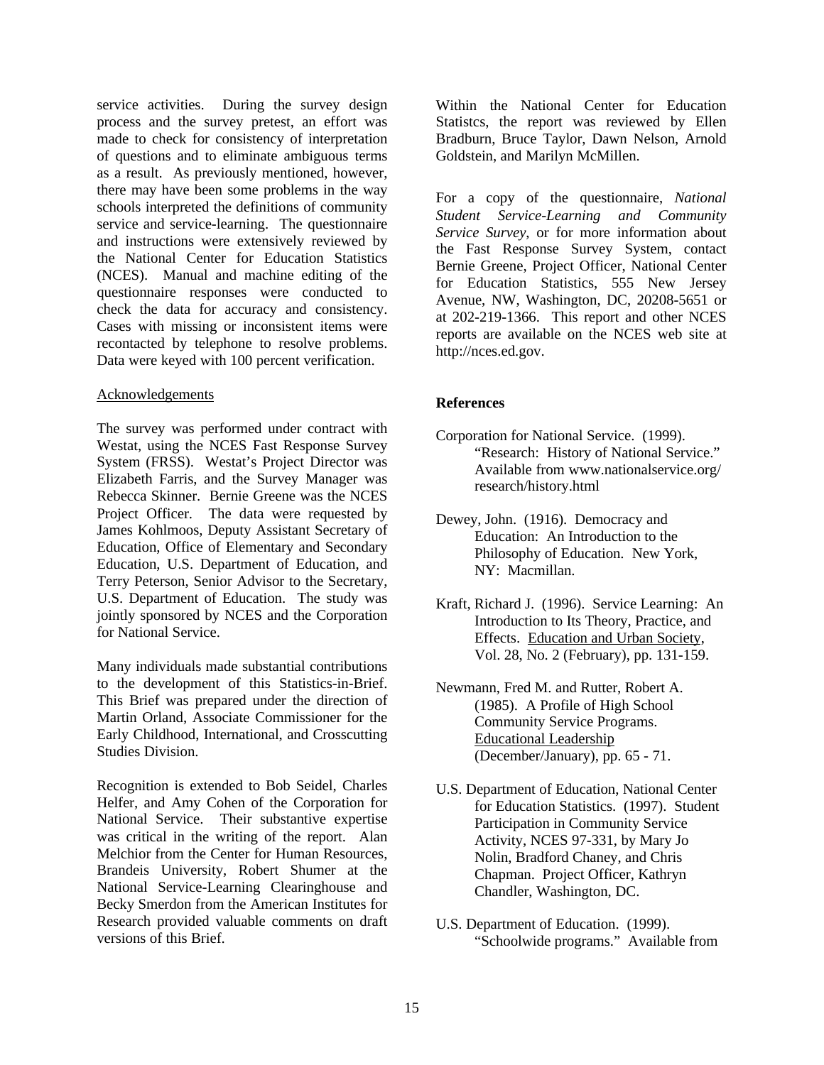service activities. During the survey design process and the survey pretest, an effort was made to check for consistency of interpretation of questions and to eliminate ambiguous terms as a result. As previously mentioned, however, there may have been some problems in the way schools interpreted the definitions of community service and service-learning. The questionnaire and instructions were extensively reviewed by the National Center for Education Statistics (NCES). Manual and machine editing of the questionnaire responses were conducted to check the data for accuracy and consistency. Cases with missing or inconsistent items were recontacted by telephone to resolve problems. Data were keyed with 100 percent verification.

Acknowledgements

The survey was performed under contract with Westat, using the NCES Fast Response Survey System (FRSS). Westat's Project Director was Elizabeth Farris, and the Survey Manager was Rebecca Skinner. Bernie Greene was the NCES Project Officer. The data were requested by James Kohlmoos, Deputy Assistant Secretary of Education, Office of Elementary and Secondary Education, U.S. Department of Education, and Terry Peterson, Senior Advisor to the Secretary, U.S. Department of Education. The study was jointly sponsored by NCES and the Corporation for National Service.

Many individuals made substantial contributions to the development of this Statistics-in-Brief. This Brief was prepared under the direction of Martin Orland, Associate Commissioner for the Early Childhood, International, and Crosscutting Studies Division.

Recognition is extended to Bob Seidel, Charles Helfer, and Amy Cohen of the Corporation for National Service. Their substantive expertise was critical in the writing of the report. Alan Melchior from the Center for Human Resources, Brandeis University, Robert Shumer at the National Service-Learning Clearinghouse and Becky Smerdon from the American Institutes for Research provided valuable comments on draft versions of this Brief.

Within the National Center for Education Statistcs, the report was reviewed by Ellen Bradburn, Bruce Taylor, Dawn Nelson, Arnold Goldstein, and Marilyn McMillen.

For a copy of the questionnaire, *National Student Service-Learning and Community Service Survey*, or for more information about the Fast Response Survey System, contact Bernie Greene, Project Officer, National Center for Education Statistics, 555 New Jersey Avenue, NW, Washington, DC, 20208-5651 or at 202-219-1366. This report and other NCES reports are available on the NCES web site at http://nces.ed.gov.

**References**

Corporation for National Service. (1999). "Research: History of National Service." Available from www.nationalservice.org/research/history.html

Dewey, John. (1916). Democracy and Education: An Introduction to the Philosophy of Education. New York, NY: Macmillan.

Kraft, Richard J. (1996). Service Learning: An Introduction to Its Theory, Practice, and Effects. Education and Urban Society, Vol. 28, No. 2 (February), pp. 131-159.

Newmann, Fred M. and Rutter, Robert A. (1985). A Profile of High School Community Service Programs. Educational Leadership (December/January), pp. 65 - 71.

U.S. Department of Education, National Center for Education Statistics. (1997). Student Participation in Community Service Activity, NCES 97-331, by Mary Jo Nolin, Bradford Chaney, and Chris Chapman. Project Officer, Kathryn Chandler, Washington, DC.

U.S. Department of Education. (1999). "Schoolwide programs." Available from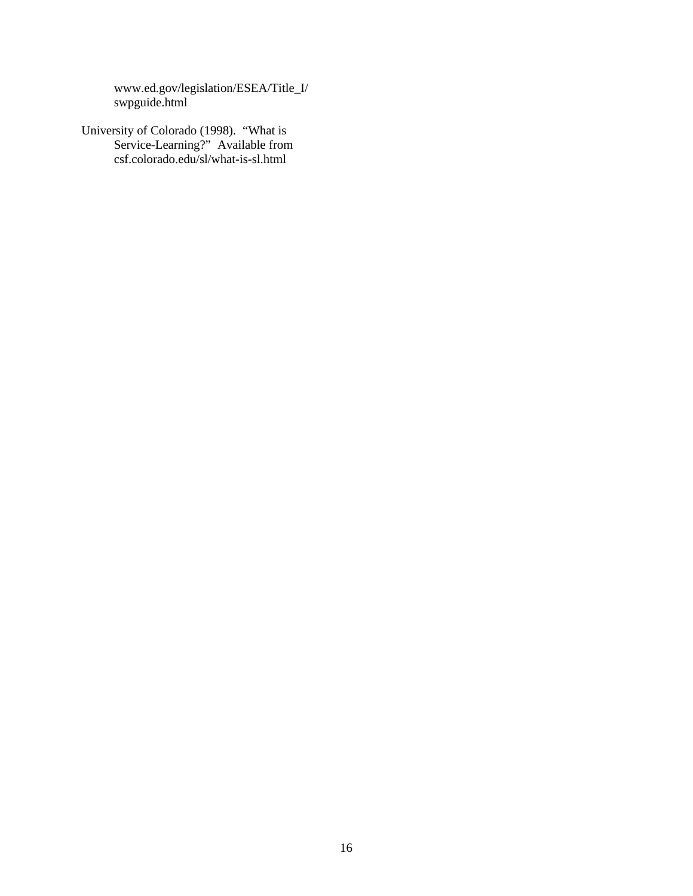www.ed.gov/legislation/ESEA/Title_I/swpguide.html

University of Colorado (1998). "What is Service-Learning?" Available from csf.colorado.edu/sl/what-is-sl.html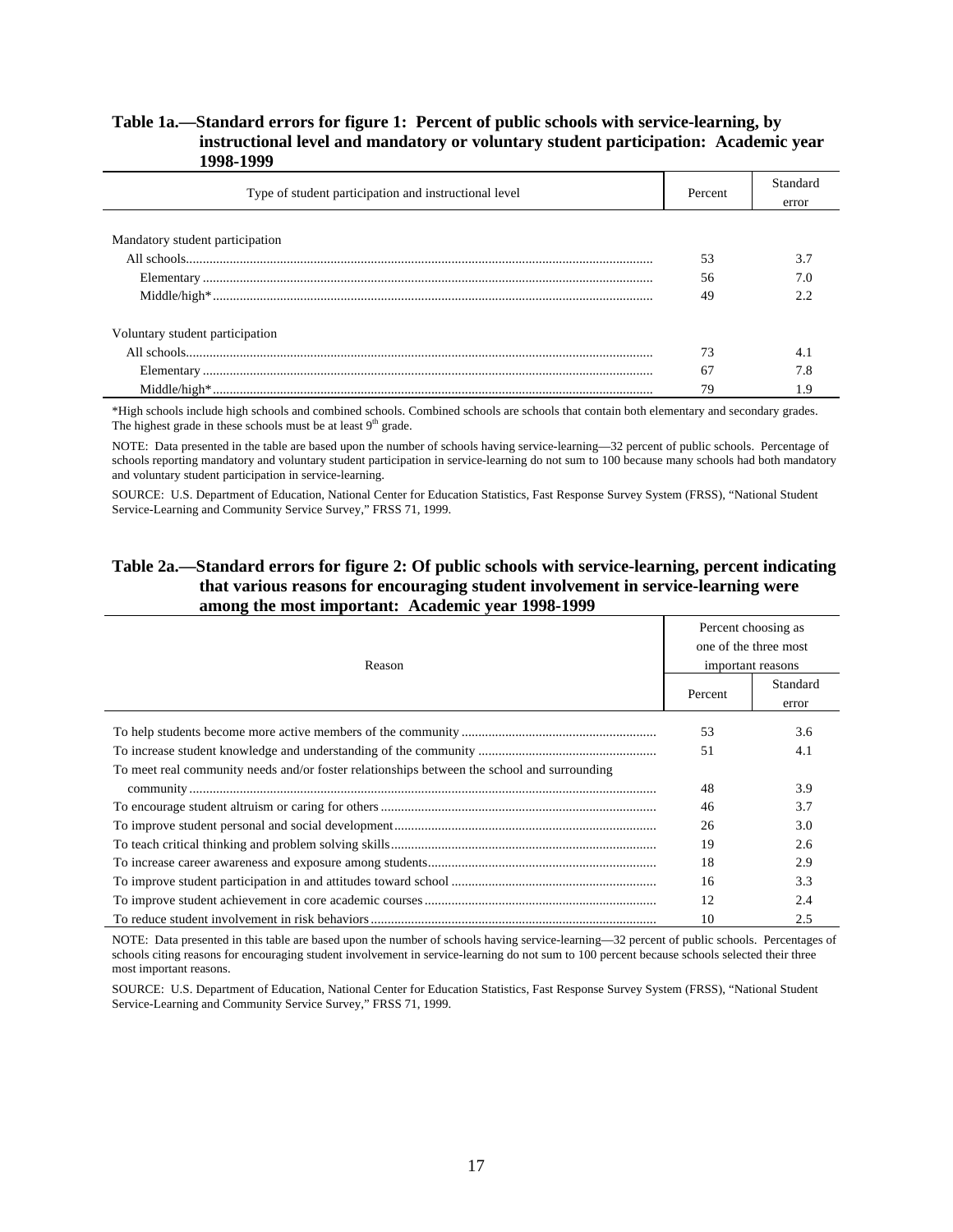### Table 1a.—Standard errors for figure 1: Percent of public schools with service-learning, by instructional level and mandatory or voluntary student participation: Academic year 1998-1999

| Type of student participation and instructional level | Percent | Standard error |
|---|---|---|
| Mandatory student participation | | |
| All schools | 53 | 3.7 |
| Elementary | 56 | 7.0 |
| Middle/high* | 49 | 2.2 |
| Voluntary student participation | | |
| All schools | 73 | 4.1 |
| Elementary | 67 | 7.8 |
| Middle/high* | 79 | 1.9 |

*High schools include high schools and combined schools. Combined schools are schools that contain both elementary and secondary grades. The highest grade in these schools must be at least 9th grade.

NOTE: Data presented in the table are based upon the number of schools having service-learning—32 percent of public schools. Percentage of schools reporting mandatory and voluntary student participation in service-learning do not sum to 100 because many schools had both mandatory and voluntary student participation in service-learning.

SOURCE: U.S. Department of Education, National Center for Education Statistics, Fast Response Survey System (FRSS), "National Student Service-Learning and Community Service Survey," FRSS 71, 1999.

### Table 2a.—Standard errors for figure 2: Of public schools with service-learning, percent indicating that various reasons for encouraging student involvement in service-learning were among the most important: Academic year 1998-1999

| Reason | Percent choosing as one of the three most important reasons | |
|---|---|---|
| | Percent | Standard error |
| To help students become more active members of the community | 53 | 3.6 |
| To increase student knowledge and understanding of the community | 51 | 4.1 |
| To meet real community needs and/or foster relationships between the school and surrounding community | 48 | 3.9 |
| To encourage student altruism or caring for others | 46 | 3.7 |
| To improve student personal and social development | 26 | 3.0 |
| To teach critical thinking and problem solving skills | 19 | 2.6 |
| To increase career awareness and exposure among students | 18 | 2.9 |
| To improve student participation in and attitudes toward school | 16 | 3.3 |
| To improve student achievement in core academic courses | 12 | 2.4 |
| To reduce student involvement in risk behaviors | 10 | 2.5 |

NOTE: Data presented in this table are based upon the number of schools having service-learning—32 percent of public schools. Percentages of schools citing reasons for encouraging student involvement in service-learning do not sum to 100 percent because schools selected their three most important reasons.

SOURCE: U.S. Department of Education, National Center for Education Statistics, Fast Response Survey System (FRSS), "National Student Service-Learning and Community Service Survey," FRSS 71, 1999.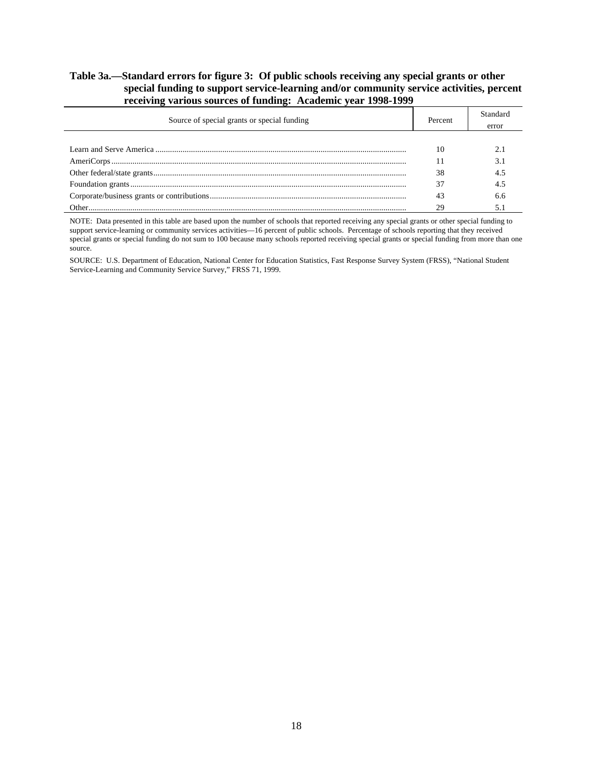**Table 3a.—Standard errors for figure 3: Of public schools receiving any special grants or other special funding to support service-learning and/or community service activities, percent receiving various sources of funding: Academic year 1998-1999**

| Source of special grants or special funding | Percent | Standard error |
|---|---|---|
| Learn and Serve America | 10 | 2.1 |
| AmeriCorps | 11 | 3.1 |
| Other federal/state grants | 38 | 4.5 |
| Foundation grants | 37 | 4.5 |
| Corporate/business grants or contributions | 43 | 6.6 |
| Other | 29 | 5.1 |

NOTE: Data presented in this table are based upon the number of schools that reported receiving any special grants or other special funding to support service-learning or community services activities—16 percent of public schools. Percentage of schools reporting that they received special grants or special funding do not sum to 100 because many schools reported receiving special grants or special funding from more than one source.

SOURCE: U.S. Department of Education, National Center for Education Statistics, Fast Response Survey System (FRSS), "National Student Service-Learning and Community Service Survey," FRSS 71, 1999.